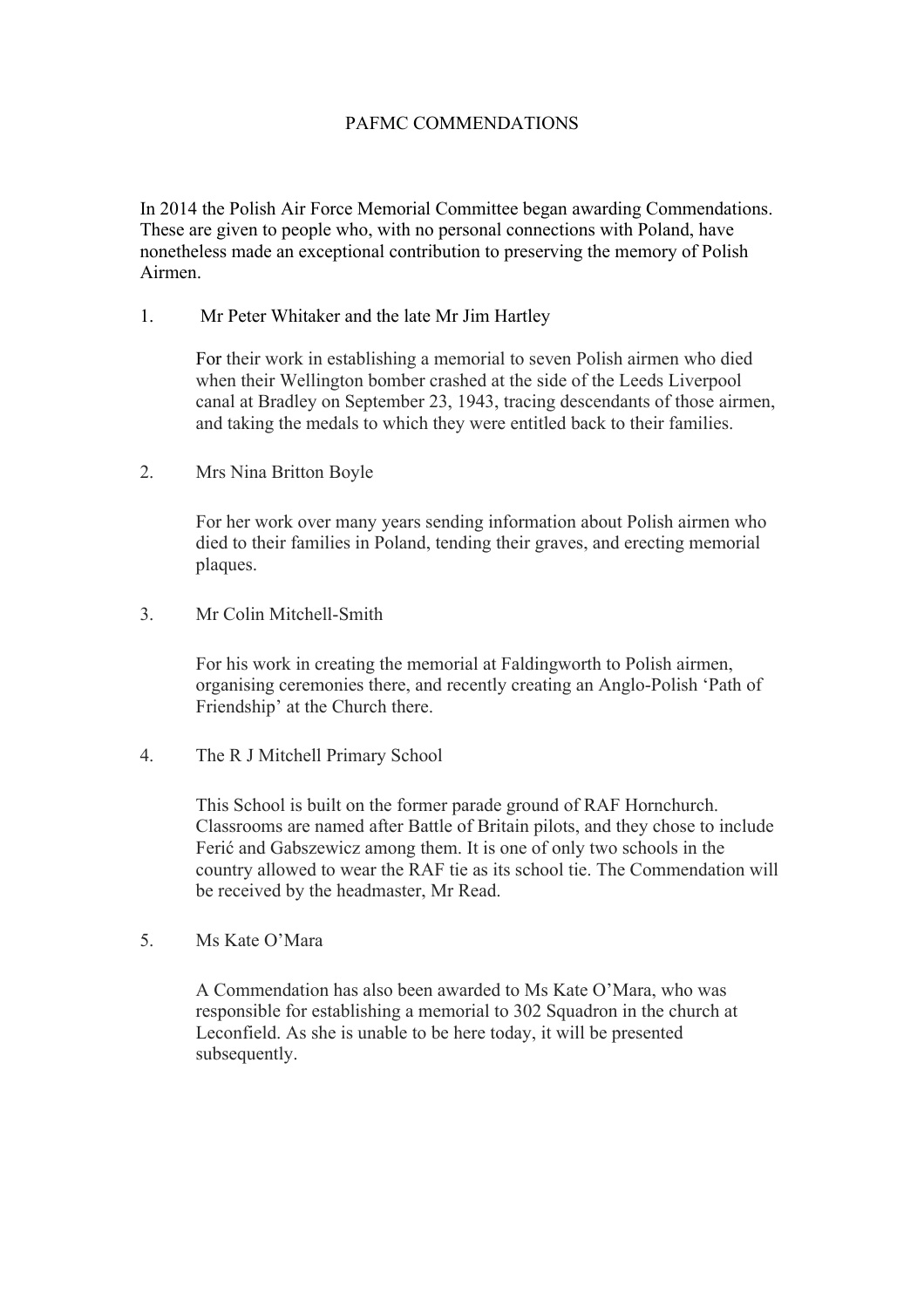# PAFMC COMMENDATIONS

In 2014 the Polish Air Force Memorial Committee began awarding Commendations. These are given to people who, with no personal connections with Poland, have nonetheless made an exceptional contribution to preserving the memory of Polish Airmen.

1. Mr Peter Whitaker and the late Mr Jim Hartley

   For their work in establishing a memorial to seven Polish airmen who died when their Wellington bomber crashed at the side of the Leeds Liverpool canal at Bradley on September 23, 1943, tracing descendants of those airmen, and taking the medals to which they were entitled back to their families.

2. Mrs Nina Britton Boyle

   For her work over many years sending information about Polish airmen who died to their families in Poland, tending their graves, and erecting memorial plaques.

3. Mr Colin Mitchell-Smith

   For his work in creating the memorial at Faldingworth to Polish airmen, organising ceremonies there, and recently creating an Anglo-Polish 'Path of Friendship' at the Church there.

4. The R J Mitchell Primary School

   This School is built on the former parade ground of RAF Hornchurch. Classrooms are named after Battle of Britain pilots, and they chose to include Ferić and Gabszewicz among them. It is one of only two schools in the country allowed to wear the RAF tie as its school tie. The Commendation will be received by the headmaster, Mr Read.

5. Ms Kate O'Mara

   A Commendation has also been awarded to Ms Kate O'Mara, who was responsible for establishing a memorial to 302 Squadron in the church at Leconfield. As she is unable to be here today, it will be presented subsequently.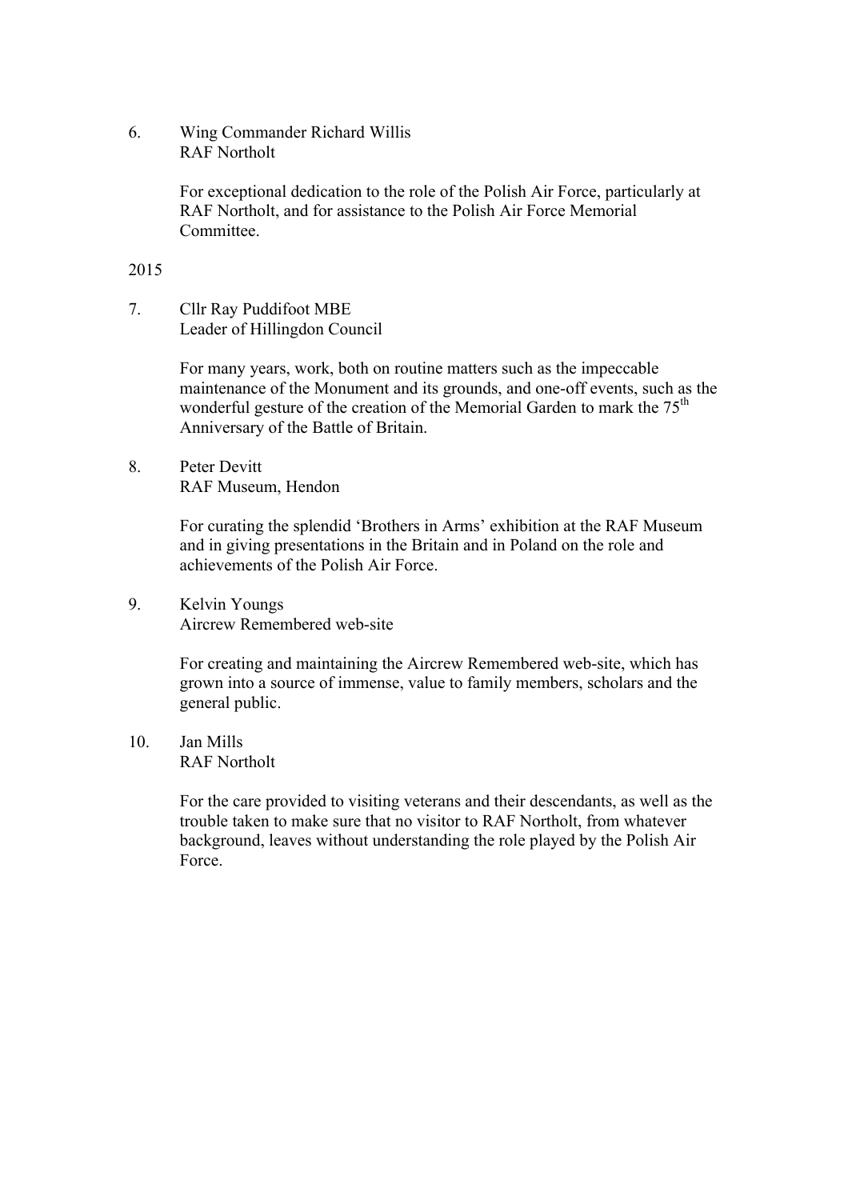6. Wing Commander Richard Willis
   RAF Northolt

   For exceptional dedication to the role of the Polish Air Force, particularly at RAF Northolt, and for assistance to the Polish Air Force Memorial Committee.

2015

7. Cllr Ray Puddifoot MBE
   Leader of Hillingdon Council

   For many years, work, both on routine matters such as the impeccable maintenance of the Monument and its grounds, and one-off events, such as the wonderful gesture of the creation of the Memorial Garden to mark the 75th Anniversary of the Battle of Britain.

8. Peter Devitt
   RAF Museum, Hendon

   For curating the splendid 'Brothers in Arms' exhibition at the RAF Museum and in giving presentations in the Britain and in Poland on the role and achievements of the Polish Air Force.

9. Kelvin Youngs
   Aircrew Remembered web-site

   For creating and maintaining the Aircrew Remembered web-site, which has grown into a source of immense, value to family members, scholars and the general public.

10. Jan Mills
    RAF Northolt

    For the care provided to visiting veterans and their descendants, as well as the trouble taken to make sure that no visitor to RAF Northolt, from whatever background, leaves without understanding the role played by the Polish Air Force.